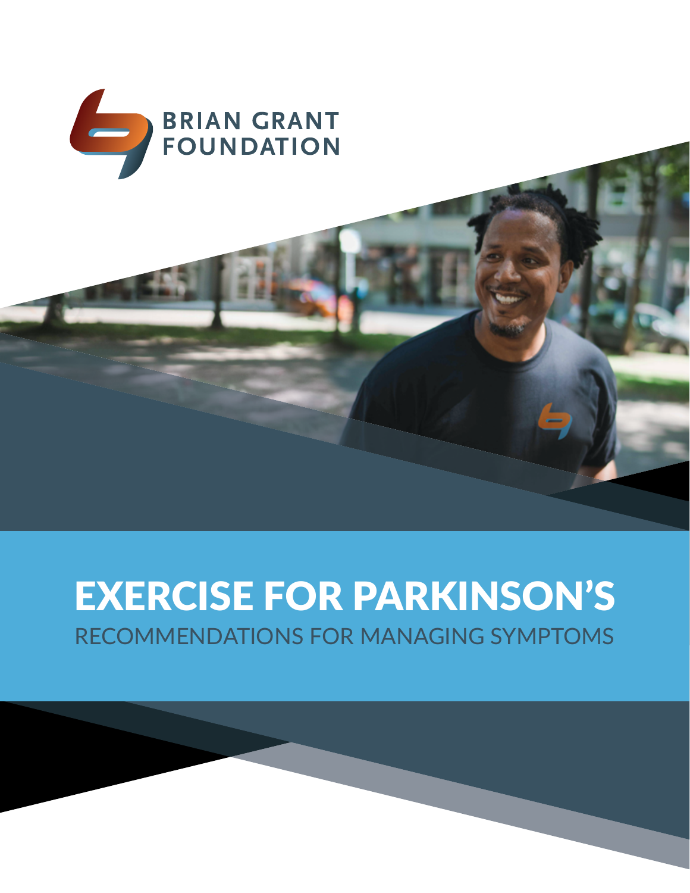BRIAN GRANT FOUNDATION

# EXERCISE FOR PARKINSON'S

## RECOMMENDATIONS FOR MANAGING SYMPTOMS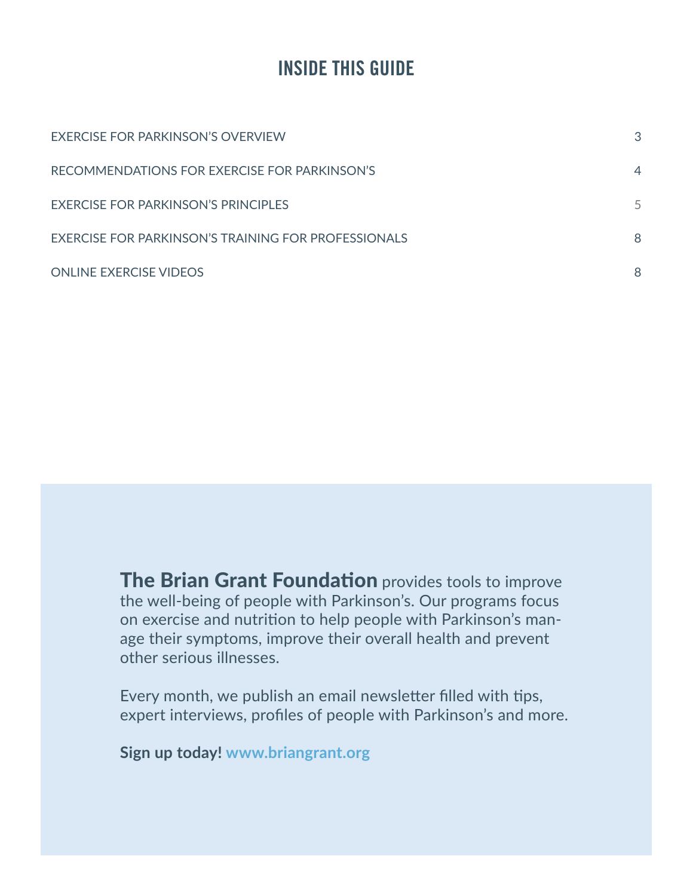# INSIDE THIS GUIDE

| | |
|---|---|
| EXERCISE FOR PARKINSON'S OVERVIEW | 3 |
| RECOMMENDATIONS FOR EXERCISE FOR PARKINSON'S | 4 |
| EXERCISE FOR PARKINSON'S PRINCIPLES | 5 |
| EXERCISE FOR PARKINSON'S TRAINING FOR PROFESSIONALS | 8 |
| ONLINE EXERCISE VIDEOS | 8 |

**The Brian Grant Foundation** provides tools to improve the well-being of people with Parkinson's. Our programs focus on exercise and nutrition to help people with Parkinson's manage their symptoms, improve their overall health and prevent other serious illnesses.

Every month, we publish an email newsletter filled with tips, expert interviews, profiles of people with Parkinson's and more.

**Sign up today! www.briangrant.org**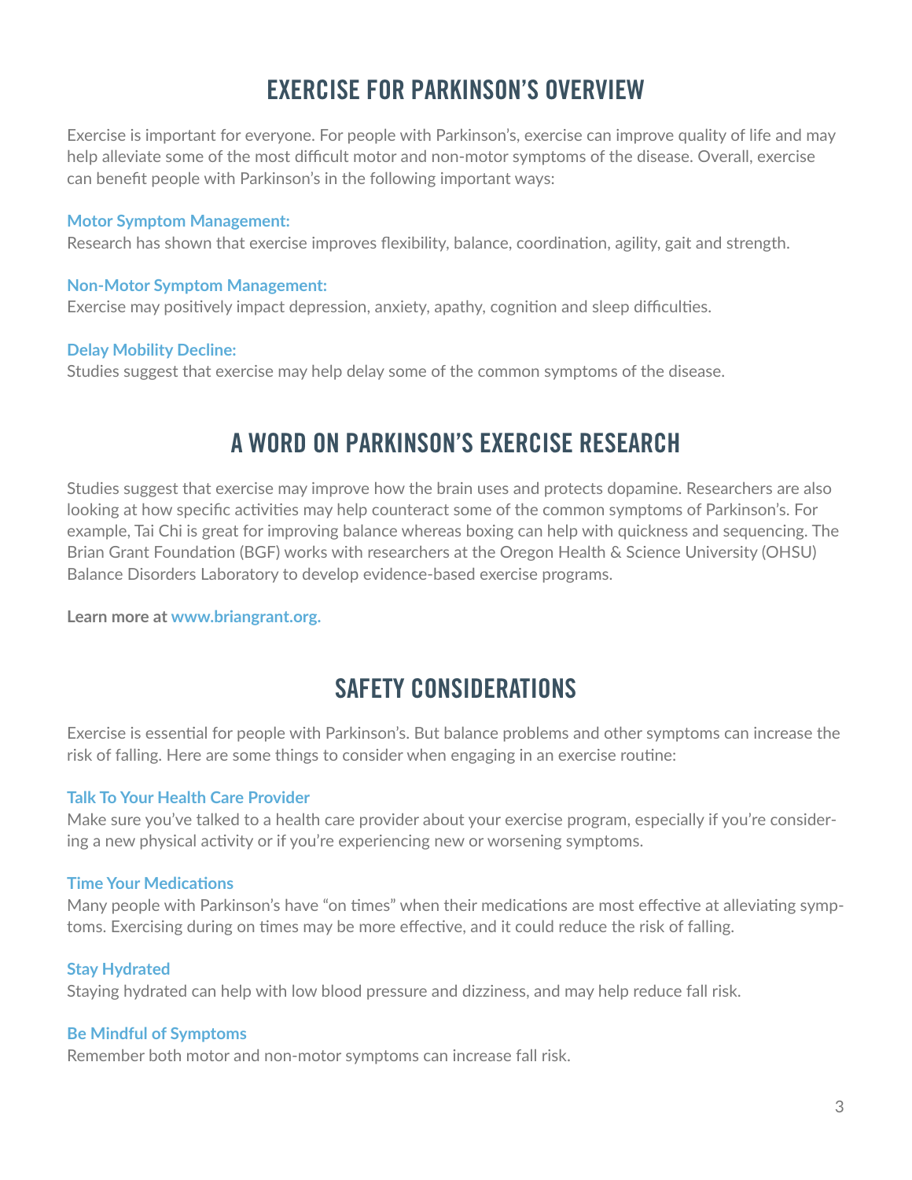# EXERCISE FOR PARKINSON'S OVERVIEW

Exercise is important for everyone. For people with Parkinson's, exercise can improve quality of life and may help alleviate some of the most difficult motor and non-motor symptoms of the disease. Overall, exercise can benefit people with Parkinson's in the following important ways:

**Motor Symptom Management:**
Research has shown that exercise improves flexibility, balance, coordination, agility, gait and strength.

**Non-Motor Symptom Management:**
Exercise may positively impact depression, anxiety, apathy, cognition and sleep difficulties.

**Delay Mobility Decline:**
Studies suggest that exercise may help delay some of the common symptoms of the disease.

# A WORD ON PARKINSON'S EXERCISE RESEARCH

Studies suggest that exercise may improve how the brain uses and protects dopamine. Researchers are also looking at how specific activities may help counteract some of the common symptoms of Parkinson's. For example, Tai Chi is great for improving balance whereas boxing can help with quickness and sequencing. The Brian Grant Foundation (BGF) works with researchers at the Oregon Health & Science University (OHSU) Balance Disorders Laboratory to develop evidence-based exercise programs.

**Learn more at www.briangrant.org.**

# SAFETY CONSIDERATIONS

Exercise is essential for people with Parkinson's. But balance problems and other symptoms can increase the risk of falling. Here are some things to consider when engaging in an exercise routine:

**Talk To Your Health Care Provider**
Make sure you've talked to a health care provider about your exercise program, especially if you're considering a new physical activity or if you're experiencing new or worsening symptoms.

**Time Your Medications**
Many people with Parkinson's have "on times" when their medications are most effective at alleviating symptoms. Exercising during on times may be more effective, and it could reduce the risk of falling.

**Stay Hydrated**
Staying hydrated can help with low blood pressure and dizziness, and may help reduce fall risk.

**Be Mindful of Symptoms**
Remember both motor and non-motor symptoms can increase fall risk.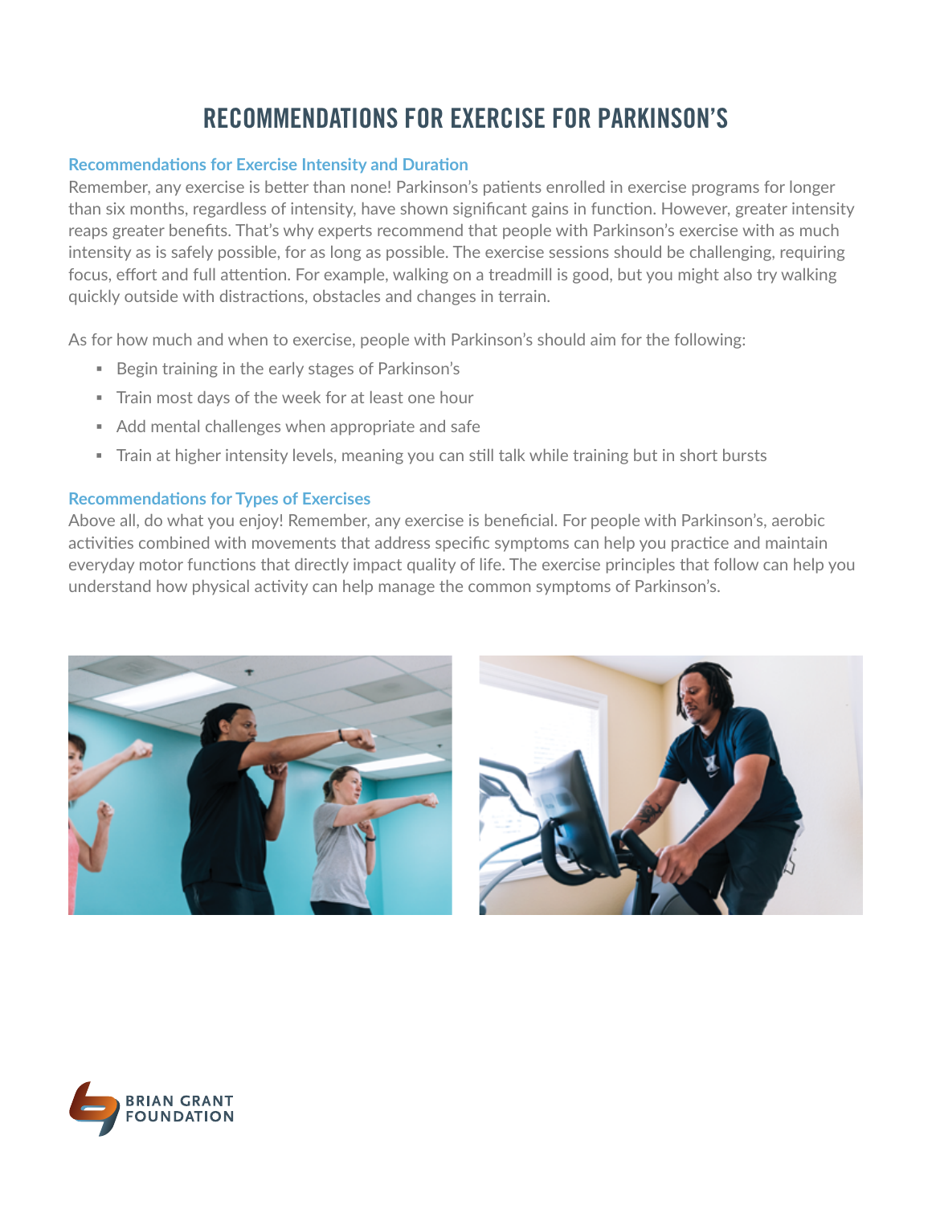# RECOMMENDATIONS FOR EXERCISE FOR PARKINSON'S

## Recommendations for Exercise Intensity and Duration

Remember, any exercise is better than none! Parkinson's patients enrolled in exercise programs for longer than six months, regardless of intensity, have shown significant gains in function. However, greater intensity reaps greater benefits. That's why experts recommend that people with Parkinson's exercise with as much intensity as is safely possible, for as long as possible. The exercise sessions should be challenging, requiring focus, effort and full attention. For example, walking on a treadmill is good, but you might also try walking quickly outside with distractions, obstacles and changes in terrain.

As for how much and when to exercise, people with Parkinson's should aim for the following:

- Begin training in the early stages of Parkinson's
- Train most days of the week for at least one hour
- Add mental challenges when appropriate and safe
- Train at higher intensity levels, meaning you can still talk while training but in short bursts

## Recommendations for Types of Exercises

Above all, do what you enjoy! Remember, any exercise is beneficial. For people with Parkinson's, aerobic activities combined with movements that address specific symptoms can help you practice and maintain everyday motor functions that directly impact quality of life. The exercise principles that follow can help you understand how physical activity can help manage the common symptoms of Parkinson's.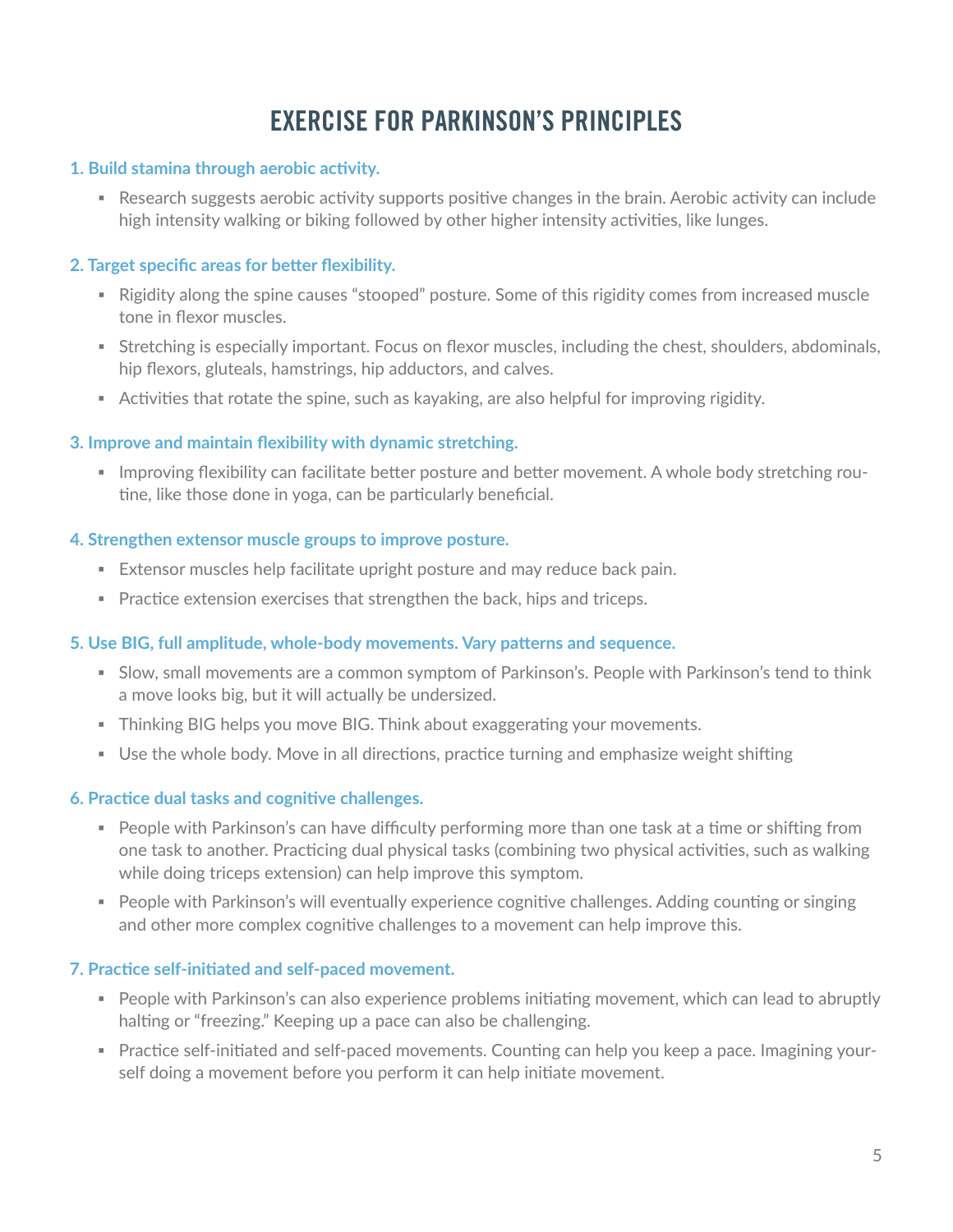# EXERCISE FOR PARKINSON'S PRINCIPLES

**1. Build stamina through aerobic activity.**

- Research suggests aerobic activity supports positive changes in the brain. Aerobic activity can include high intensity walking or biking followed by other higher intensity activities, like lunges.

**2. Target specific areas for better flexibility.**

- Rigidity along the spine causes "stooped" posture. Some of this rigidity comes from increased muscle tone in flexor muscles.
- Stretching is especially important. Focus on flexor muscles, including the chest, shoulders, abdominals, hip flexors, gluteals, hamstrings, hip adductors, and calves.
- Activities that rotate the spine, such as kayaking, are also helpful for improving rigidity.

**3. Improve and maintain flexibility with dynamic stretching.**

- Improving flexibility can facilitate better posture and better movement. A whole body stretching routine, like those done in yoga, can be particularly beneficial.

**4. Strengthen extensor muscle groups to improve posture.**

- Extensor muscles help facilitate upright posture and may reduce back pain.
- Practice extension exercises that strengthen the back, hips and triceps.

**5. Use BIG, full amplitude, whole-body movements. Vary patterns and sequence.**

- Slow, small movements are a common symptom of Parkinson's. People with Parkinson's tend to think a move looks big, but it will actually be undersized.
- Thinking BIG helps you move BIG. Think about exaggerating your movements.
- Use the whole body. Move in all directions, practice turning and emphasize weight shifting

**6. Practice dual tasks and cognitive challenges.**

- People with Parkinson's can have difficulty performing more than one task at a time or shifting from one task to another. Practicing dual physical tasks (combining two physical activities, such as walking while doing triceps extension) can help improve this symptom.
- People with Parkinson's will eventually experience cognitive challenges. Adding counting or singing and other more complex cognitive challenges to a movement can help improve this.

**7. Practice self-initiated and self-paced movement.**

- People with Parkinson's can also experience problems initiating movement, which can lead to abruptly halting or "freezing." Keeping up a pace can also be challenging.
- Practice self-initiated and self-paced movements. Counting can help you keep a pace. Imagining yourself doing a movement before you perform it can help initiate movement.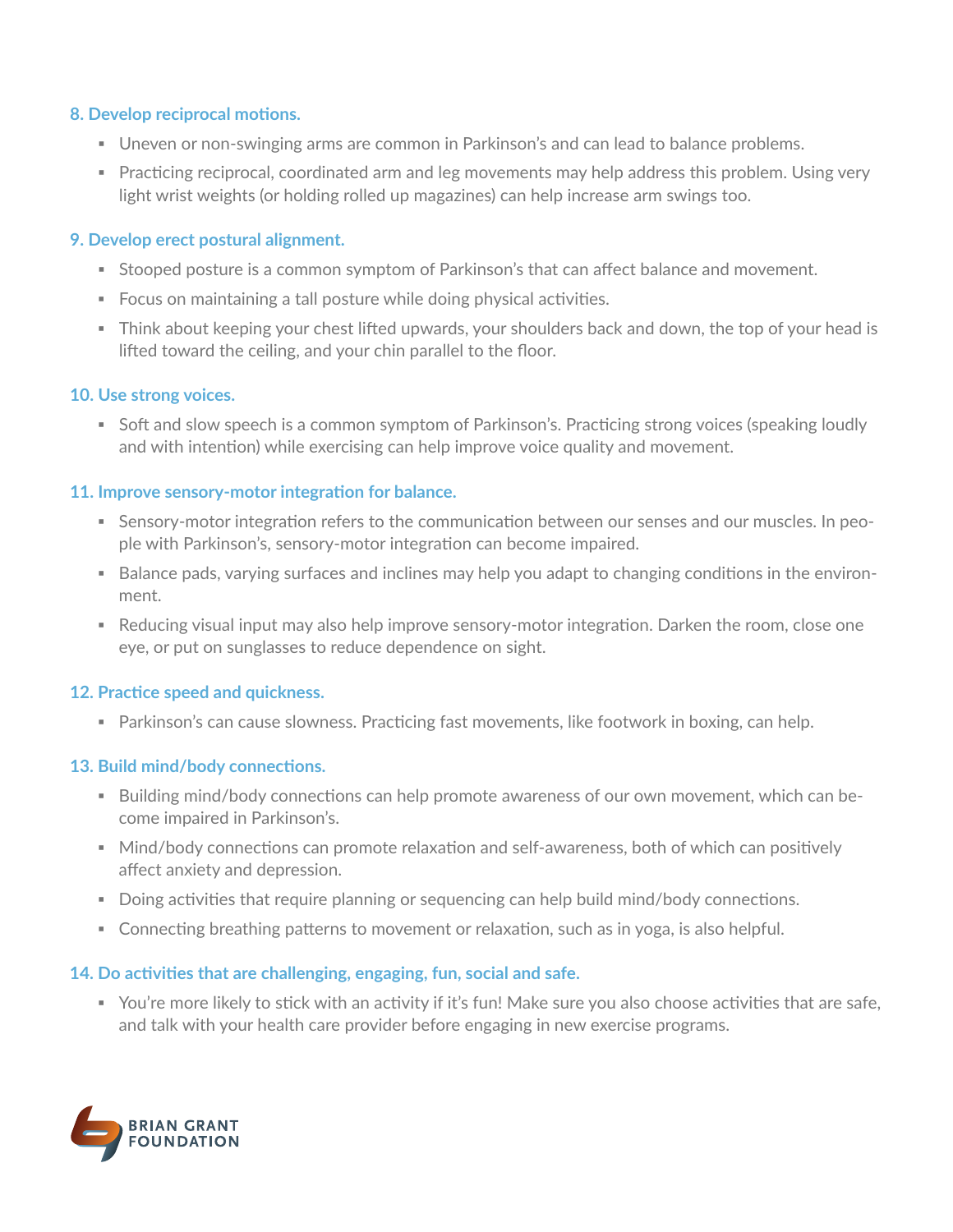### 8. Develop reciprocal motions.

- Uneven or non-swinging arms are common in Parkinson's and can lead to balance problems.
- Practicing reciprocal, coordinated arm and leg movements may help address this problem. Using very light wrist weights (or holding rolled up magazines) can help increase arm swings too.

### 9. Develop erect postural alignment.

- Stooped posture is a common symptom of Parkinson's that can affect balance and movement.
- Focus on maintaining a tall posture while doing physical activities.
- Think about keeping your chest lifted upwards, your shoulders back and down, the top of your head is lifted toward the ceiling, and your chin parallel to the floor.

### 10. Use strong voices.

- Soft and slow speech is a common symptom of Parkinson's. Practicing strong voices (speaking loudly and with intention) while exercising can help improve voice quality and movement.

### 11. Improve sensory-motor integration for balance.

- Sensory-motor integration refers to the communication between our senses and our muscles. In people with Parkinson's, sensory-motor integration can become impaired.
- Balance pads, varying surfaces and inclines may help you adapt to changing conditions in the environment.
- Reducing visual input may also help improve sensory-motor integration. Darken the room, close one eye, or put on sunglasses to reduce dependence on sight.

### 12. Practice speed and quickness.

- Parkinson's can cause slowness. Practicing fast movements, like footwork in boxing, can help.

### 13. Build mind/body connections.

- Building mind/body connections can help promote awareness of our own movement, which can become impaired in Parkinson's.
- Mind/body connections can promote relaxation and self-awareness, both of which can positively affect anxiety and depression.
- Doing activities that require planning or sequencing can help build mind/body connections.
- Connecting breathing patterns to movement or relaxation, such as in yoga, is also helpful.

### 14. Do activities that are challenging, engaging, fun, social and safe.

- You're more likely to stick with an activity if it's fun! Make sure you also choose activities that are safe, and talk with your health care provider before engaging in new exercise programs.

BRIAN GRANT FOUNDATION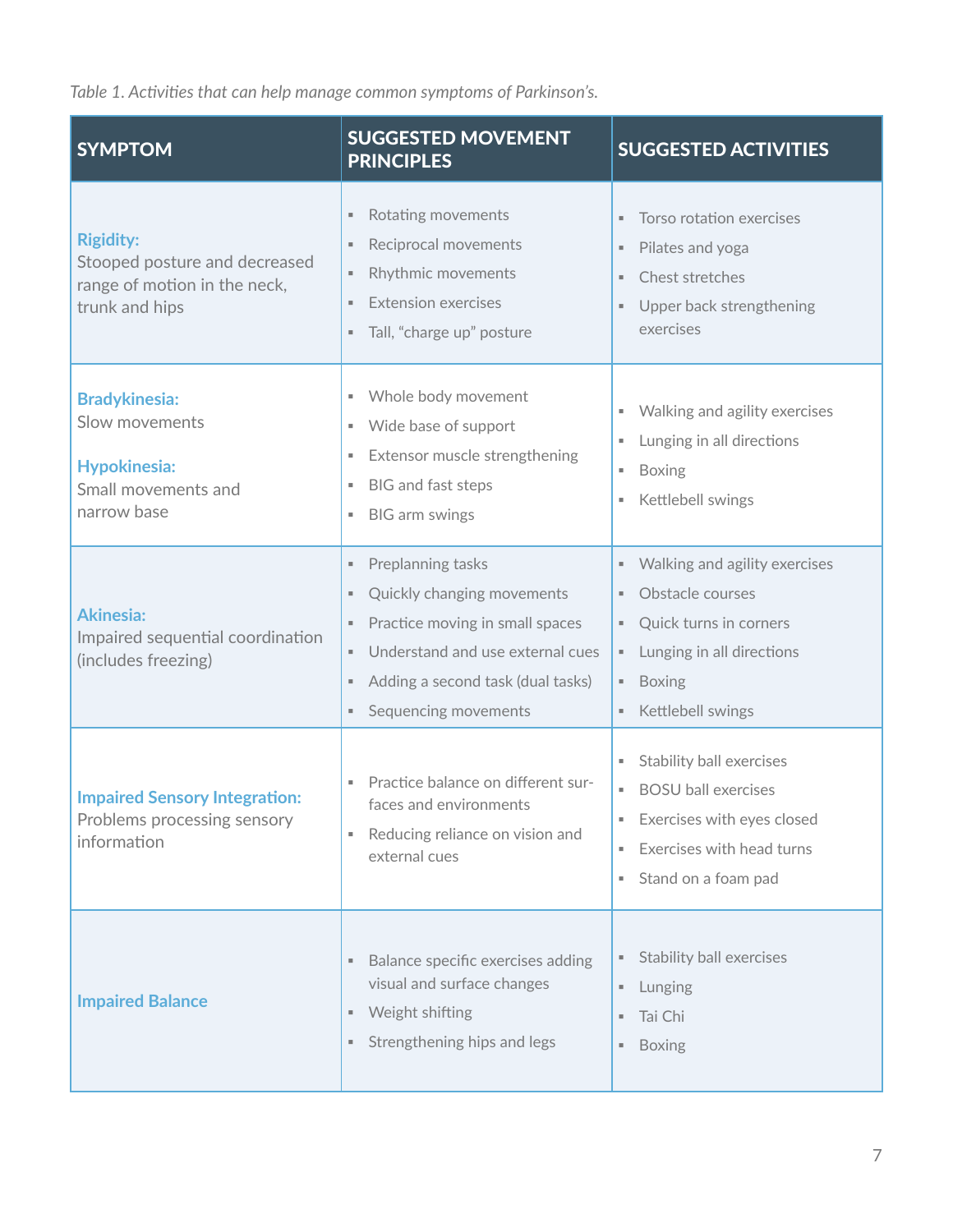*Table 1. Activities that can help manage common symptoms of Parkinson's.*

| SYMPTOM | SUGGESTED MOVEMENT PRINCIPLES | SUGGESTED ACTIVITIES |
|---|---|---|
| **Rigidity:** Stooped posture and decreased range of motion in the neck, trunk and hips | ▪ Rotating movements<br>▪ Reciprocal movements<br>▪ Rhythmic movements<br>▪ Extension exercises<br>▪ Tall, "charge up" posture | ▪ Torso rotation exercises<br>▪ Pilates and yoga<br>▪ Chest stretches<br>▪ Upper back strengthening exercises |
| **Bradykinesia:** Slow movements<br><br>**Hypokinesia:** Small movements and narrow base | ▪ Whole body movement<br>▪ Wide base of support<br>▪ Extensor muscle strengthening<br>▪ BIG and fast steps<br>▪ BIG arm swings | ▪ Walking and agility exercises<br>▪ Lunging in all directions<br>▪ Boxing<br>▪ Kettlebell swings |
| **Akinesia:** Impaired sequential coordination (includes freezing) | ▪ Preplanning tasks<br>▪ Quickly changing movements<br>▪ Practice moving in small spaces<br>▪ Understand and use external cues<br>▪ Adding a second task (dual tasks)<br>▪ Sequencing movements | ▪ Walking and agility exercises<br>▪ Obstacle courses<br>▪ Quick turns in corners<br>▪ Lunging in all directions<br>▪ Boxing<br>▪ Kettlebell swings |
| **Impaired Sensory Integration:** Problems processing sensory information | ▪ Practice balance on different surfaces and environments<br>▪ Reducing reliance on vision and external cues | ▪ Stability ball exercises<br>▪ BOSU ball exercises<br>▪ Exercises with eyes closed<br>▪ Exercises with head turns<br>▪ Stand on a foam pad |
| **Impaired Balance** | ▪ Balance specific exercises adding visual and surface changes<br>▪ Weight shifting<br>▪ Strengthening hips and legs | ▪ Stability ball exercises<br>▪ Lunging<br>▪ Tai Chi<br>▪ Boxing |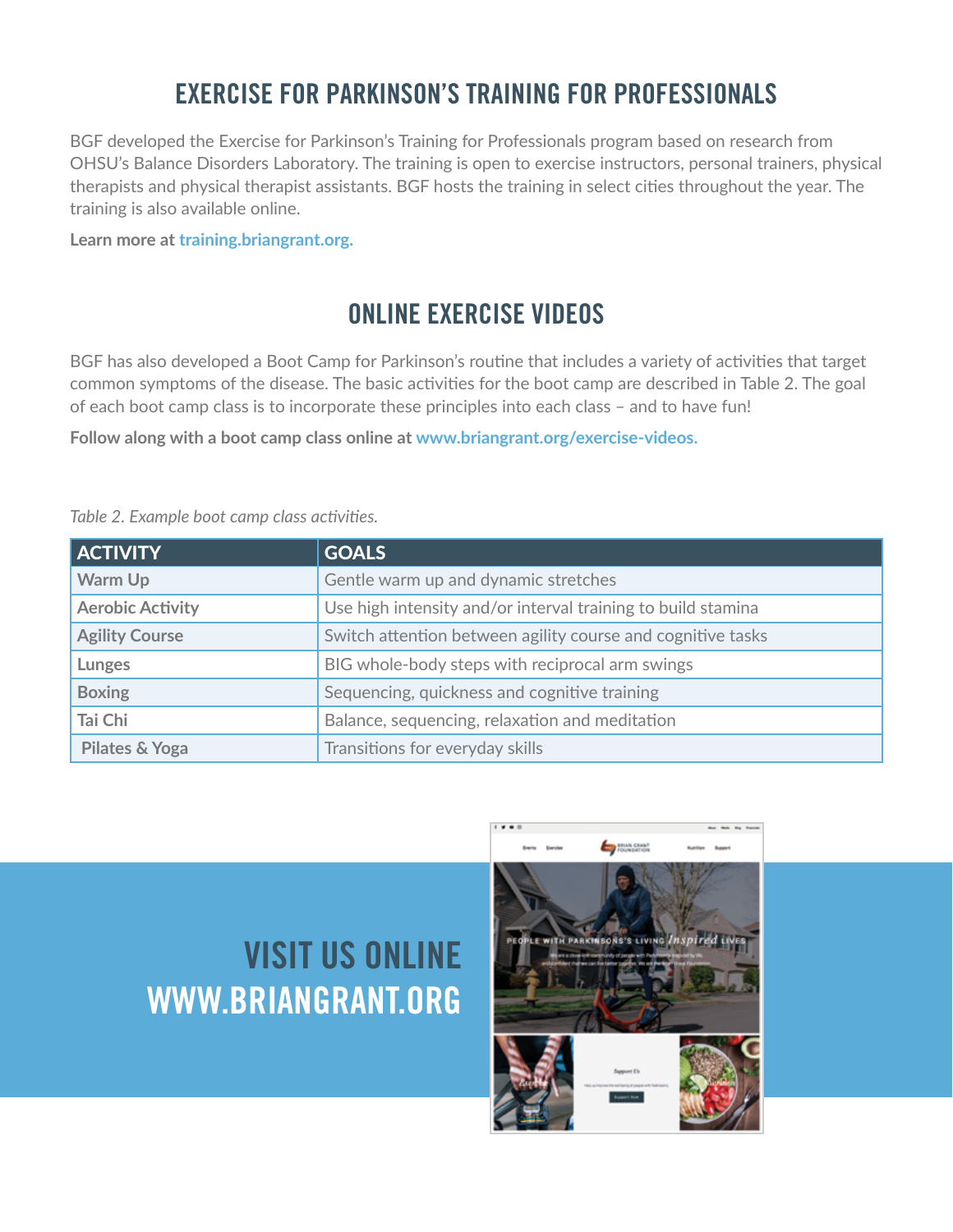## EXERCISE FOR PARKINSON'S TRAINING FOR PROFESSIONALS

BGF developed the Exercise for Parkinson's Training for Professionals program based on research from OHSU's Balance Disorders Laboratory. The training is open to exercise instructors, personal trainers, physical therapists and physical therapist assistants. BGF hosts the training in select cities throughout the year. The training is also available online.

**Learn more at training.briangrant.org.**

## ONLINE EXERCISE VIDEOS

BGF has also developed a Boot Camp for Parkinson's routine that includes a variety of activities that target common symptoms of the disease. The basic activities for the boot camp are described in Table 2. The goal of each boot camp class is to incorporate these principles into each class – and to have fun!

**Follow along with a boot camp class online at www.briangrant.org/exercise-videos.**

*Table 2. Example boot camp class activities.*

| ACTIVITY | GOALS |
|---|---|
| **Warm Up** | Gentle warm up and dynamic stretches |
| **Aerobic Activity** | Use high intensity and/or interval training to build stamina |
| **Agility Course** | Switch attention between agility course and cognitive tasks |
| **Lunges** | BIG whole-body steps with reciprocal arm swings |
| **Boxing** | Sequencing, quickness and cognitive training |
| **Tai Chi** | Balance, sequencing, relaxation and meditation |
| **Pilates & Yoga** | Transitions for everyday skills |

## VISIT US ONLINE
## WWW.BRIANGRANT.ORG